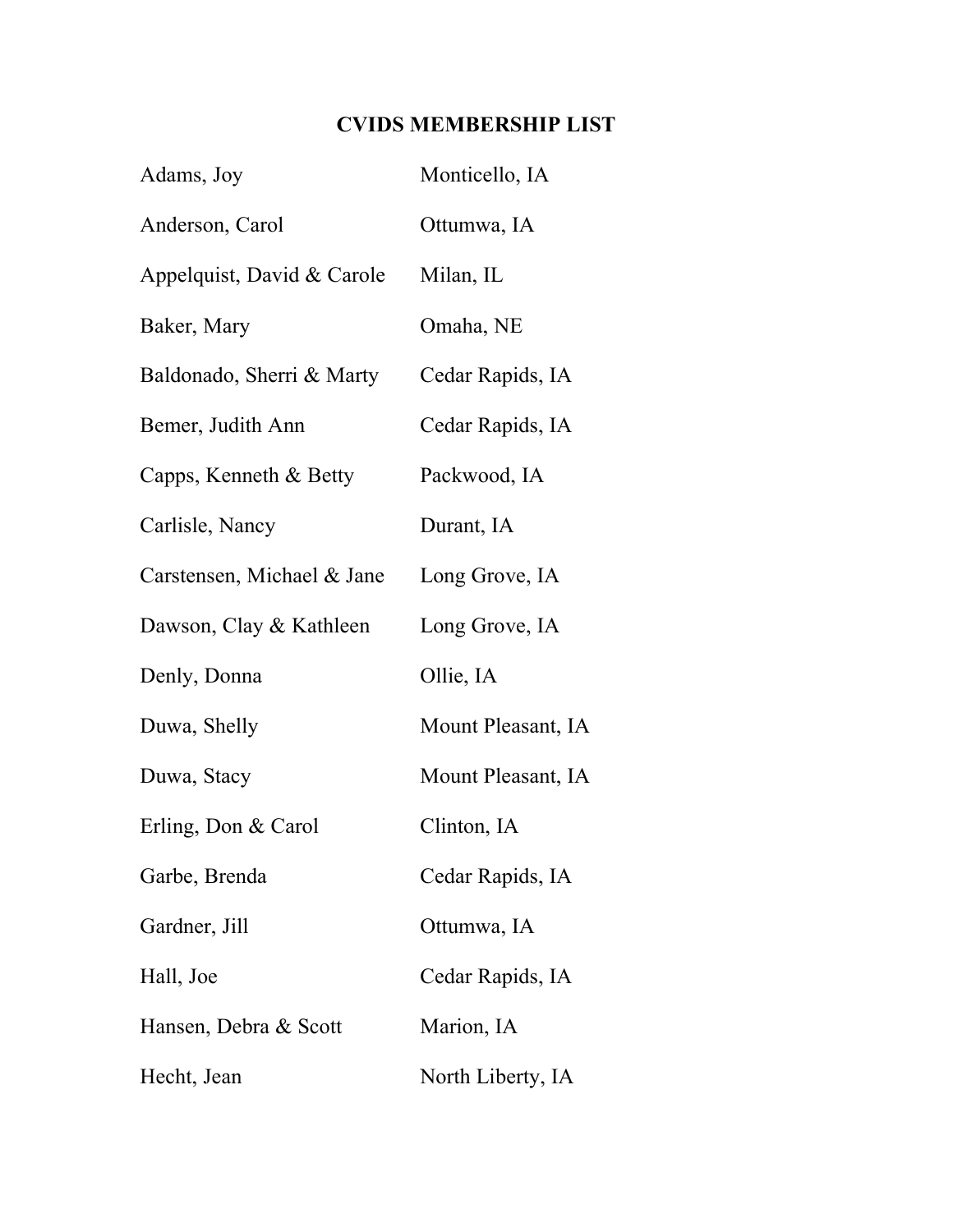# CVIDS MEMBERSHIP LIST

| | |
|---|---|
| Adams, Joy | Monticello, IA |
| Anderson, Carol | Ottumwa, IA |
| Appelquist, David & Carole | Milan, IL |
| Baker, Mary | Omaha, NE |
| Baldonado, Sherri & Marty | Cedar Rapids, IA |
| Bemer, Judith Ann | Cedar Rapids, IA |
| Capps, Kenneth & Betty | Packwood, IA |
| Carlisle, Nancy | Durant, IA |
| Carstensen, Michael & Jane | Long Grove, IA |
| Dawson, Clay & Kathleen | Long Grove, IA |
| Denly, Donna | Ollie, IA |
| Duwa, Shelly | Mount Pleasant, IA |
| Duwa, Stacy | Mount Pleasant, IA |
| Erling, Don & Carol | Clinton, IA |
| Garbe, Brenda | Cedar Rapids, IA |
| Gardner, Jill | Ottumwa, IA |
| Hall, Joe | Cedar Rapids, IA |
| Hansen, Debra & Scott | Marion, IA |
| Hecht, Jean | North Liberty, IA |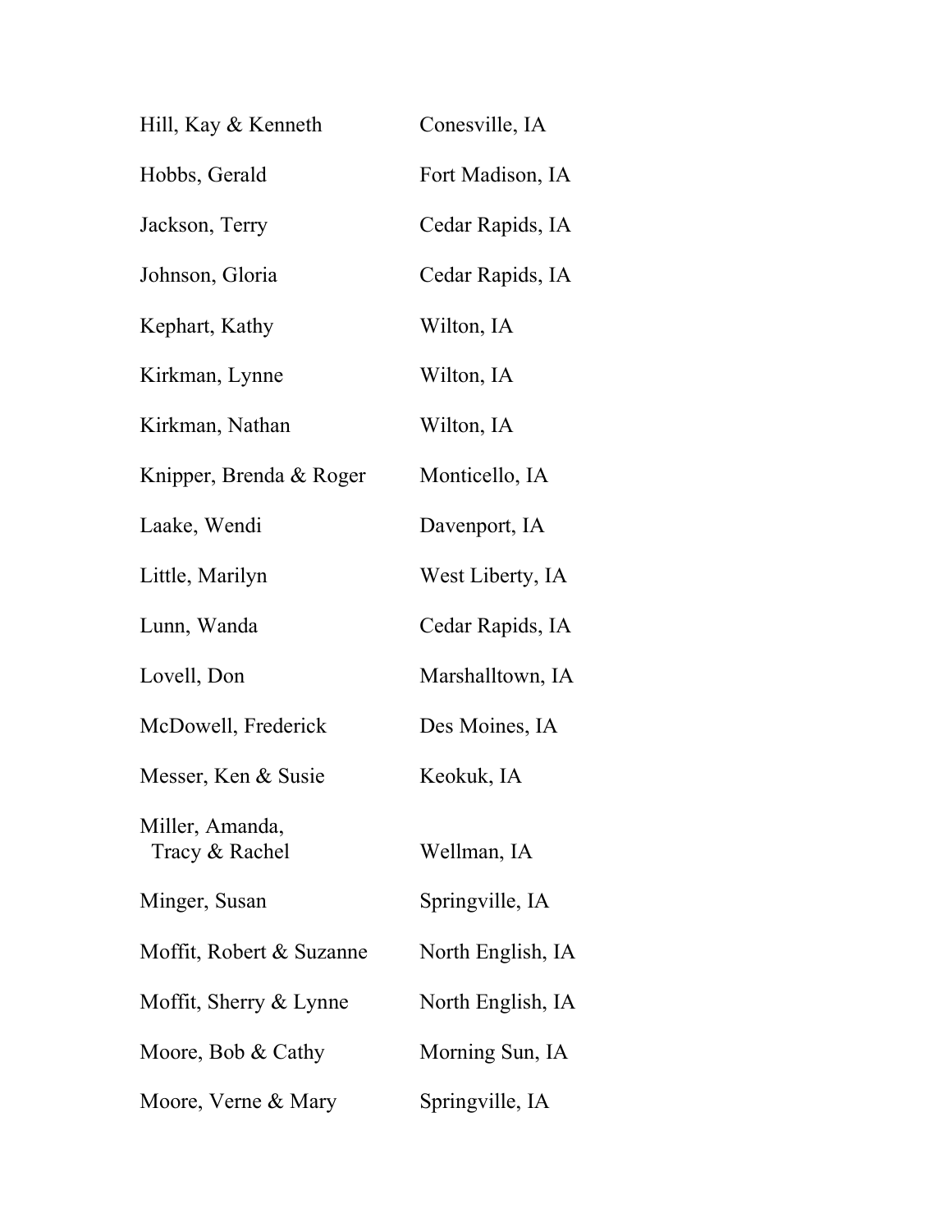| | |
|---|---|
| Hill, Kay & Kenneth | Conesville, IA |
| Hobbs, Gerald | Fort Madison, IA |
| Jackson, Terry | Cedar Rapids, IA |
| Johnson, Gloria | Cedar Rapids, IA |
| Kephart, Kathy | Wilton, IA |
| Kirkman, Lynne | Wilton, IA |
| Kirkman, Nathan | Wilton, IA |
| Knipper, Brenda & Roger | Monticello, IA |
| Laake, Wendi | Davenport, IA |
| Little, Marilyn | West Liberty, IA |
| Lunn, Wanda | Cedar Rapids, IA |
| Lovell, Don | Marshalltown, IA |
| McDowell, Frederick | Des Moines, IA |
| Messer, Ken & Susie | Keokuk, IA |
| Miller, Amanda, Tracy & Rachel | Wellman, IA |
| Minger, Susan | Springville, IA |
| Moffit, Robert & Suzanne | North English, IA |
| Moffit, Sherry & Lynne | North English, IA |
| Moore, Bob & Cathy | Morning Sun, IA |
| Moore, Verne & Mary | Springville, IA |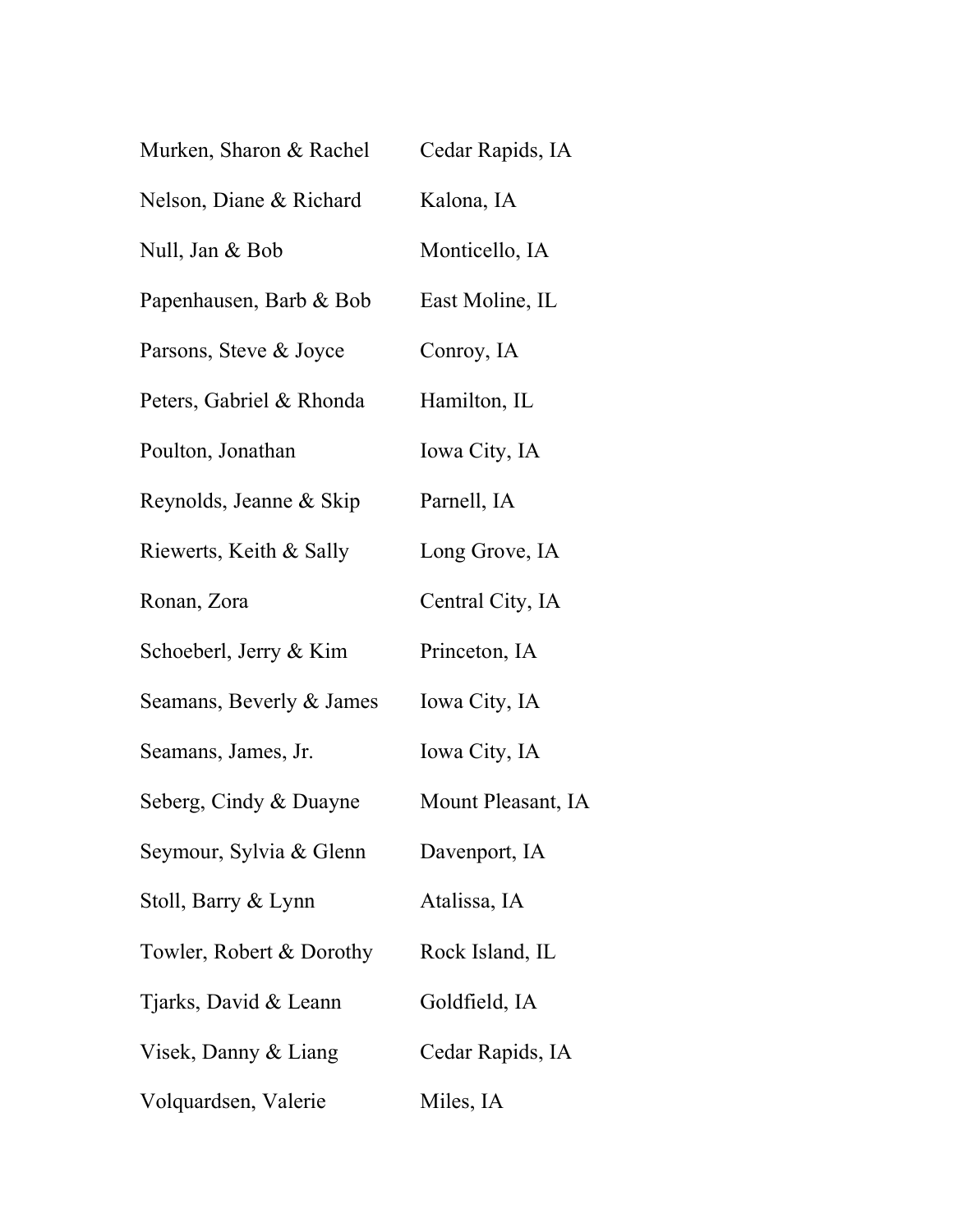| | |
|---|---|
| Murken, Sharon & Rachel | Cedar Rapids, IA |
| Nelson, Diane & Richard | Kalona, IA |
| Null, Jan & Bob | Monticello, IA |
| Papenhausen, Barb & Bob | East Moline, IL |
| Parsons, Steve & Joyce | Conroy, IA |
| Peters, Gabriel & Rhonda | Hamilton, IL |
| Poulton, Jonathan | Iowa City, IA |
| Reynolds, Jeanne & Skip | Parnell, IA |
| Riewerts, Keith & Sally | Long Grove, IA |
| Ronan, Zora | Central City, IA |
| Schoeberl, Jerry & Kim | Princeton, IA |
| Seamans, Beverly & James | Iowa City, IA |
| Seamans, James, Jr. | Iowa City, IA |
| Seberg, Cindy & Duayne | Mount Pleasant, IA |
| Seymour, Sylvia & Glenn | Davenport, IA |
| Stoll, Barry & Lynn | Atalissa, IA |
| Towler, Robert & Dorothy | Rock Island, IL |
| Tjarks, David & Leann | Goldfield, IA |
| Visek, Danny & Liang | Cedar Rapids, IA |
| Volquardsen, Valerie | Miles, IA |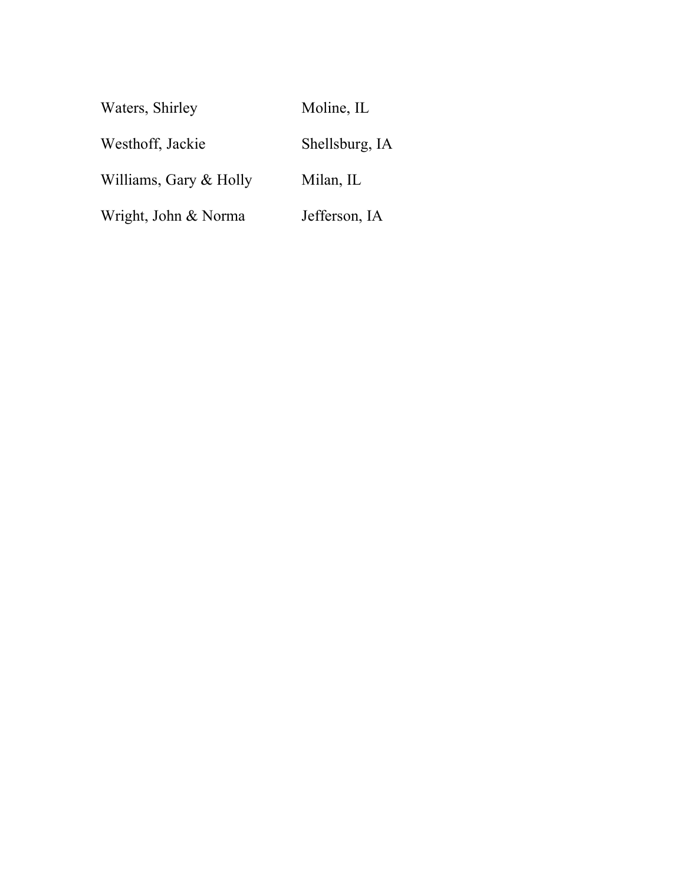| | |
|---|---|
| Waters, Shirley | Moline, IL |
| Westhoff, Jackie | Shellsburg, IA |
| Williams, Gary & Holly | Milan, IL |
| Wright, John & Norma | Jefferson, IA |